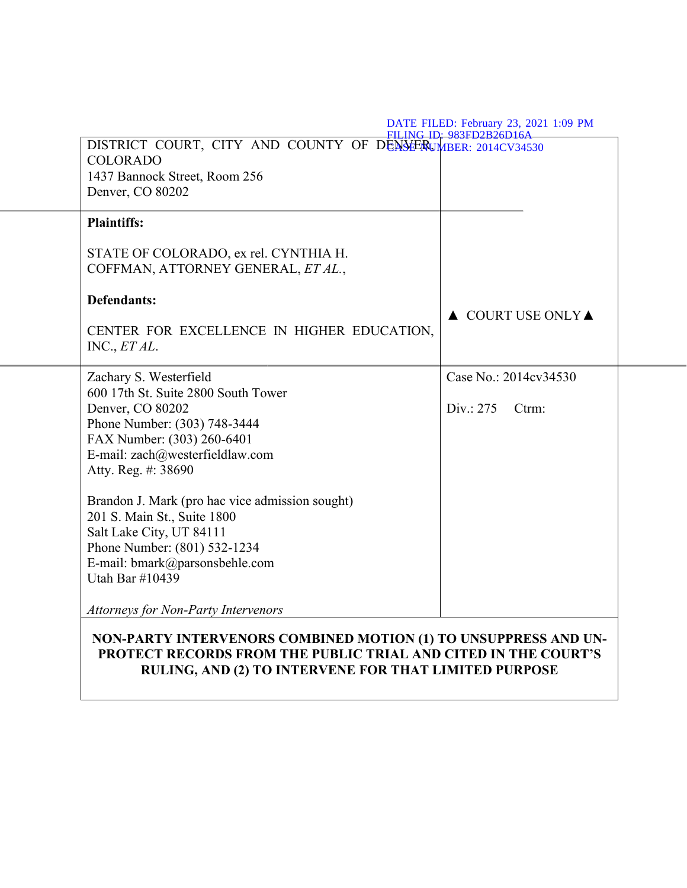DATE FILED: February 23, 2021 1:09 PM
FILING ID: 983FD2B26D16A
CASE NUMBER: 2014CV34530

| | |
|---|---|
| DISTRICT COURT, CITY AND COUNTY OF DENVER, COLORADO<br>1437 Bannock Street, Room 256<br>Denver, CO 80202 | |
| **Plaintiffs:**<br><br>STATE OF COLORADO, ex rel. CYNTHIA H. COFFMAN, ATTORNEY GENERAL, *ET AL.*,<br><br>**Defendants:**<br><br>CENTER FOR EXCELLENCE IN HIGHER EDUCATION, INC., *ET AL.* | ▲ COURT USE ONLY ▲ |
| Zachary S. Westerfield<br>600 17th St. Suite 2800 South Tower<br>Denver, CO 80202<br>Phone Number: (303) 748-3444<br>FAX Number: (303) 260-6401<br>E-mail: zach@westerfieldlaw.com<br>Atty. Reg. #: 38690<br><br>Brandon J. Mark (pro hac vice admission sought)<br>201 S. Main St., Suite 1800<br>Salt Lake City, UT 84111<br>Phone Number: (801) 532-1234<br>E-mail: bmark@parsonsbehle.com<br>Utah Bar #10439<br><br>*Attorneys for Non-Party Intervenors* | Case No.: 2014cv34530<br><br>Div.: 275 Ctrm: |

**NON-PARTY INTERVENORS COMBINED MOTION (1) TO UNSUPPRESS AND UN-PROTECT RECORDS FROM THE PUBLIC TRIAL AND CITED IN THE COURT'S RULING, AND (2) TO INTERVENE FOR THAT LIMITED PURPOSE**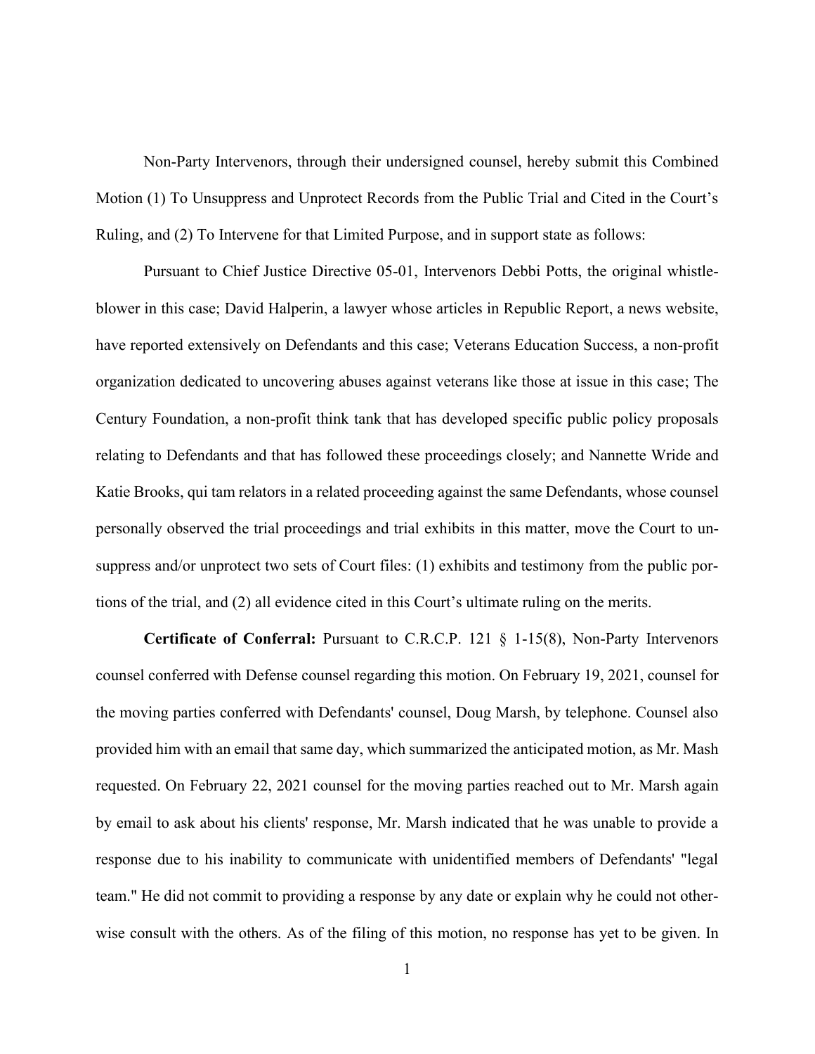Non-Party Intervenors, through their undersigned counsel, hereby submit this Combined Motion (1) To Unsuppress and Unprotect Records from the Public Trial and Cited in the Court's Ruling, and (2) To Intervene for that Limited Purpose, and in support state as follows:

Pursuant to Chief Justice Directive 05-01, Intervenors Debbi Potts, the original whistle-blower in this case; David Halperin, a lawyer whose articles in Republic Report, a news website, have reported extensively on Defendants and this case; Veterans Education Success, a non-profit organization dedicated to uncovering abuses against veterans like those at issue in this case; The Century Foundation, a non-profit think tank that has developed specific public policy proposals relating to Defendants and that has followed these proceedings closely; and Nannette Wride and Katie Brooks, qui tam relators in a related proceeding against the same Defendants, whose counsel personally observed the trial proceedings and trial exhibits in this matter, move the Court to un-suppress and/or unprotect two sets of Court files: (1) exhibits and testimony from the public portions of the trial, and (2) all evidence cited in this Court's ultimate ruling on the merits.

**Certificate of Conferral:** Pursuant to C.R.C.P. 121 § 1-15(8), Non-Party Intervenors counsel conferred with Defense counsel regarding this motion. On February 19, 2021, counsel for the moving parties conferred with Defendants' counsel, Doug Marsh, by telephone. Counsel also provided him with an email that same day, which summarized the anticipated motion, as Mr. Mash requested. On February 22, 2021 counsel for the moving parties reached out to Mr. Marsh again by email to ask about his clients' response, Mr. Marsh indicated that he was unable to provide a response due to his inability to communicate with unidentified members of Defendants' "legal team." He did not commit to providing a response by any date or explain why he could not otherwise consult with the others. As of the filing of this motion, no response has yet to be given. In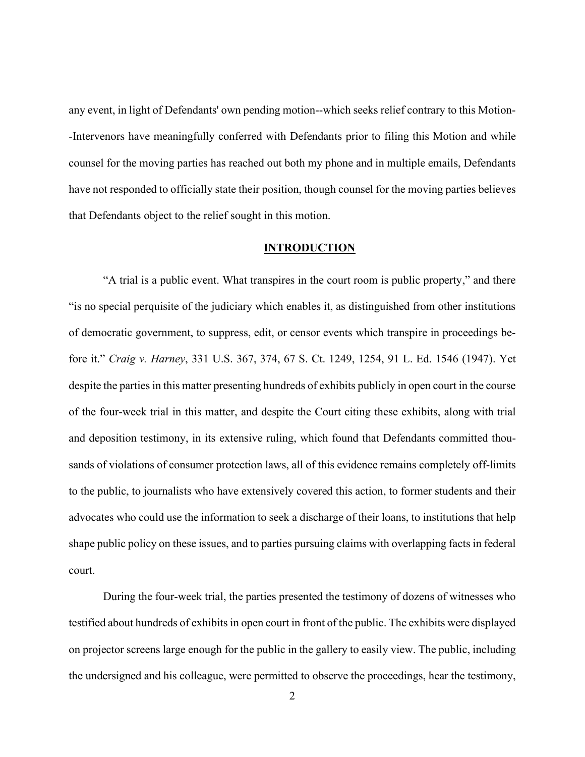any event, in light of Defendants' own pending motion--which seeks relief contrary to this Motion--Intervenors have meaningfully conferred with Defendants prior to filing this Motion and while counsel for the moving parties has reached out both my phone and in multiple emails, Defendants have not responded to officially state their position, though counsel for the moving parties believes that Defendants object to the relief sought in this motion.

## **INTRODUCTION**

"A trial is a public event. What transpires in the court room is public property," and there "is no special perquisite of the judiciary which enables it, as distinguished from other institutions of democratic government, to suppress, edit, or censor events which transpire in proceedings before it." *Craig v. Harney*, 331 U.S. 367, 374, 67 S. Ct. 1249, 1254, 91 L. Ed. 1546 (1947). Yet despite the parties in this matter presenting hundreds of exhibits publicly in open court in the course of the four-week trial in this matter, and despite the Court citing these exhibits, along with trial and deposition testimony, in its extensive ruling, which found that Defendants committed thousands of violations of consumer protection laws, all of this evidence remains completely off-limits to the public, to journalists who have extensively covered this action, to former students and their advocates who could use the information to seek a discharge of their loans, to institutions that help shape public policy on these issues, and to parties pursuing claims with overlapping facts in federal court.

During the four-week trial, the parties presented the testimony of dozens of witnesses who testified about hundreds of exhibits in open court in front of the public. The exhibits were displayed on projector screens large enough for the public in the gallery to easily view. The public, including the undersigned and his colleague, were permitted to observe the proceedings, hear the testimony,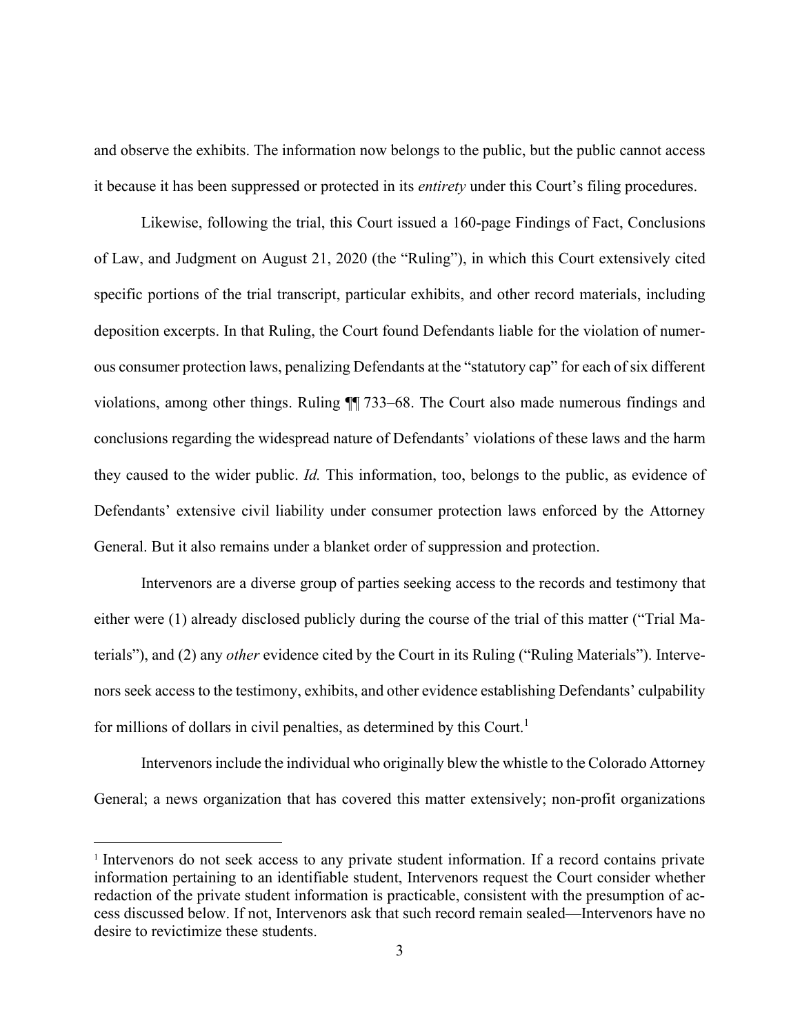and observe the exhibits. The information now belongs to the public, but the public cannot access it because it has been suppressed or protected in its *entirety* under this Court's filing procedures.

Likewise, following the trial, this Court issued a 160-page Findings of Fact, Conclusions of Law, and Judgment on August 21, 2020 (the "Ruling"), in which this Court extensively cited specific portions of the trial transcript, particular exhibits, and other record materials, including deposition excerpts. In that Ruling, the Court found Defendants liable for the violation of numerous consumer protection laws, penalizing Defendants at the "statutory cap" for each of six different violations, among other things. Ruling ¶¶ 733–68. The Court also made numerous findings and conclusions regarding the widespread nature of Defendants' violations of these laws and the harm they caused to the wider public. *Id.* This information, too, belongs to the public, as evidence of Defendants' extensive civil liability under consumer protection laws enforced by the Attorney General. But it also remains under a blanket order of suppression and protection.

Intervenors are a diverse group of parties seeking access to the records and testimony that either were (1) already disclosed publicly during the course of the trial of this matter ("Trial Materials"), and (2) any *other* evidence cited by the Court in its Ruling ("Ruling Materials"). Intervenors seek access to the testimony, exhibits, and other evidence establishing Defendants' culpability for millions of dollars in civil penalties, as determined by this Court.[1]

Intervenors include the individual who originally blew the whistle to the Colorado Attorney General; a news organization that has covered this matter extensively; non-profit organizations

[1] Intervenors do not seek access to any private student information. If a record contains private information pertaining to an identifiable student, Intervenors request the Court consider whether redaction of the private student information is practicable, consistent with the presumption of access discussed below. If not, Intervenors ask that such record remain sealed—Intervenors have no desire to revictimize these students.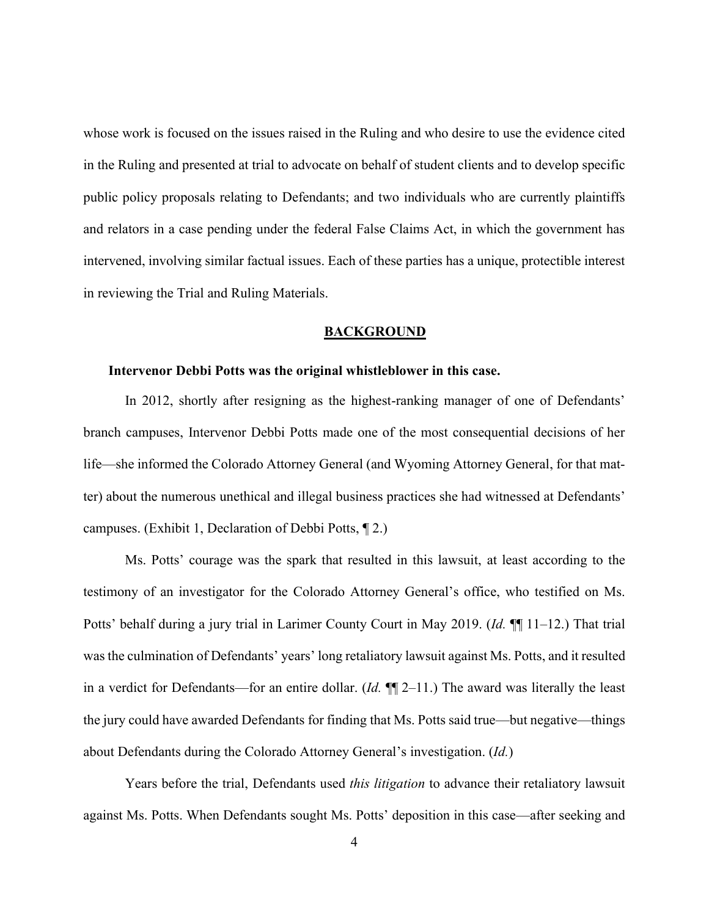whose work is focused on the issues raised in the Ruling and who desire to use the evidence cited in the Ruling and presented at trial to advocate on behalf of student clients and to develop specific public policy proposals relating to Defendants; and two individuals who are currently plaintiffs and relators in a case pending under the federal False Claims Act, in which the government has intervened, involving similar factual issues. Each of these parties has a unique, protectible interest in reviewing the Trial and Ruling Materials.

## BACKGROUND

**Intervenor Debbi Potts was the original whistleblower in this case.**

In 2012, shortly after resigning as the highest-ranking manager of one of Defendants' branch campuses, Intervenor Debbi Potts made one of the most consequential decisions of her life—she informed the Colorado Attorney General (and Wyoming Attorney General, for that matter) about the numerous unethical and illegal business practices she had witnessed at Defendants' campuses. (Exhibit 1, Declaration of Debbi Potts, ¶ 2.)

Ms. Potts' courage was the spark that resulted in this lawsuit, at least according to the testimony of an investigator for the Colorado Attorney General's office, who testified on Ms. Potts' behalf during a jury trial in Larimer County Court in May 2019. (*Id.* ¶¶ 11–12.) That trial was the culmination of Defendants' years' long retaliatory lawsuit against Ms. Potts, and it resulted in a verdict for Defendants—for an entire dollar. (*Id.* ¶¶ 2–11.) The award was literally the least the jury could have awarded Defendants for finding that Ms. Potts said true—but negative—things about Defendants during the Colorado Attorney General's investigation. (*Id.*)

Years before the trial, Defendants used *this litigation* to advance their retaliatory lawsuit against Ms. Potts. When Defendants sought Ms. Potts' deposition in this case—after seeking and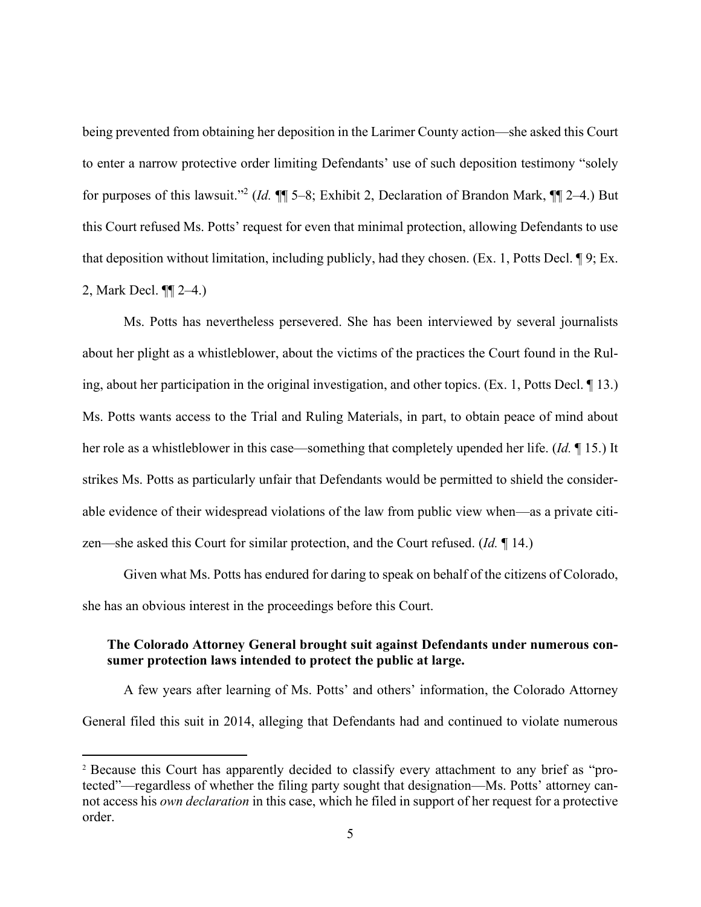being prevented from obtaining her deposition in the Larimer County action—she asked this Court to enter a narrow protective order limiting Defendants' use of such deposition testimony "solely for purposes of this lawsuit."[2] (*Id.* ¶¶ 5–8; Exhibit 2, Declaration of Brandon Mark, ¶¶ 2–4.) But this Court refused Ms. Potts' request for even that minimal protection, allowing Defendants to use that deposition without limitation, including publicly, had they chosen. (Ex. 1, Potts Decl. ¶ 9; Ex. 2, Mark Decl. ¶¶ 2–4.)

Ms. Potts has nevertheless persevered. She has been interviewed by several journalists about her plight as a whistleblower, about the victims of the practices the Court found in the Ruling, about her participation in the original investigation, and other topics. (Ex. 1, Potts Decl. ¶ 13.) Ms. Potts wants access to the Trial and Ruling Materials, in part, to obtain peace of mind about her role as a whistleblower in this case—something that completely upended her life. (*Id.* ¶ 15.) It strikes Ms. Potts as particularly unfair that Defendants would be permitted to shield the considerable evidence of their widespread violations of the law from public view when—as a private citizen—she asked this Court for similar protection, and the Court refused. (*Id.* ¶ 14.)

Given what Ms. Potts has endured for daring to speak on behalf of the citizens of Colorado, she has an obvious interest in the proceedings before this Court.

**The Colorado Attorney General brought suit against Defendants under numerous consumer protection laws intended to protect the public at large.**

A few years after learning of Ms. Potts' and others' information, the Colorado Attorney General filed this suit in 2014, alleging that Defendants had and continued to violate numerous

[2] Because this Court has apparently decided to classify every attachment to any brief as "protected"—regardless of whether the filing party sought that designation—Ms. Potts' attorney cannot access his *own declaration* in this case, which he filed in support of her request for a protective order.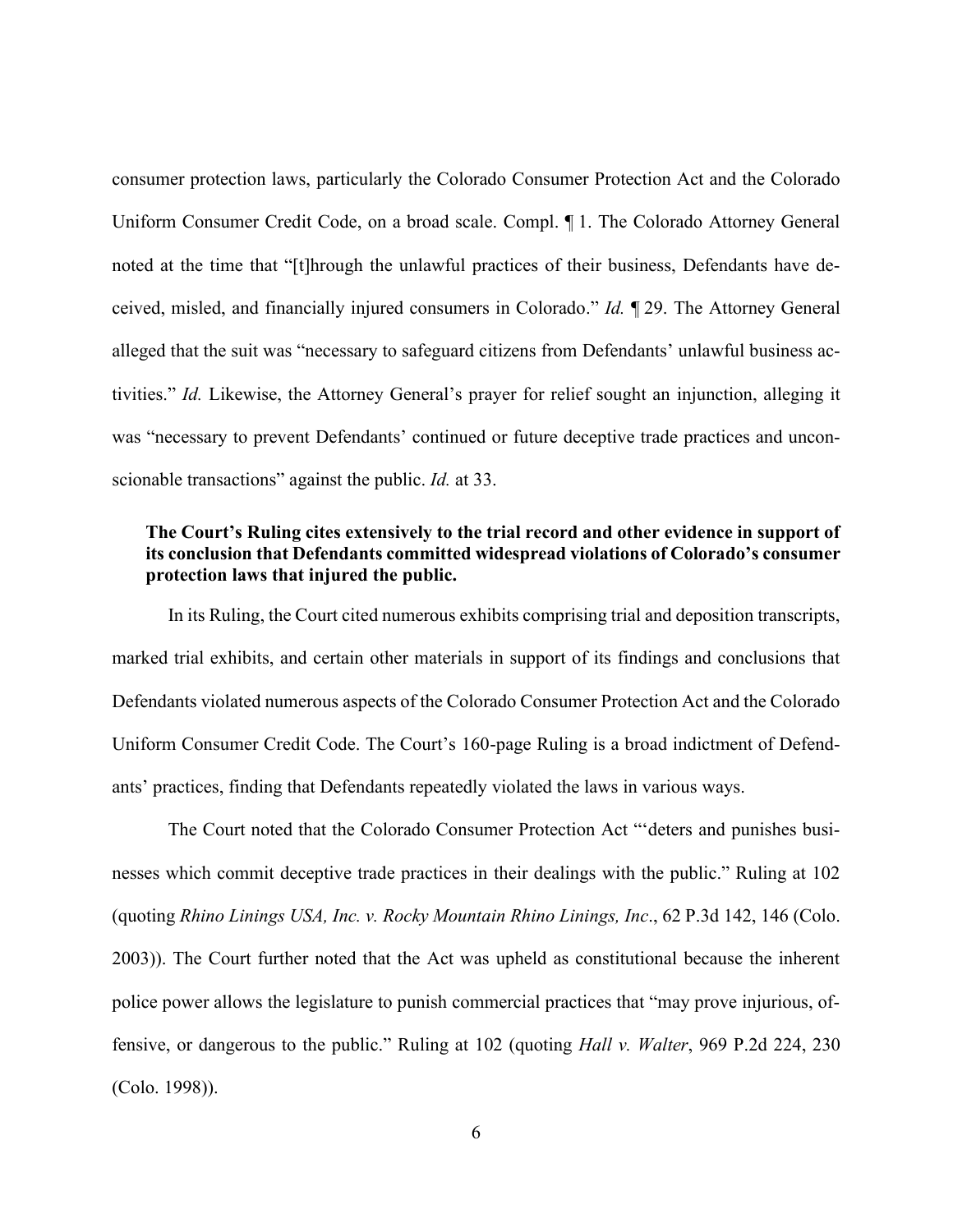consumer protection laws, particularly the Colorado Consumer Protection Act and the Colorado Uniform Consumer Credit Code, on a broad scale. Compl. ¶ 1. The Colorado Attorney General noted at the time that "[t]hrough the unlawful practices of their business, Defendants have deceived, misled, and financially injured consumers in Colorado." *Id.* ¶ 29. The Attorney General alleged that the suit was "necessary to safeguard citizens from Defendants' unlawful business activities." *Id.* Likewise, the Attorney General's prayer for relief sought an injunction, alleging it was "necessary to prevent Defendants' continued or future deceptive trade practices and unconscionable transactions" against the public. *Id.* at 33.

**The Court's Ruling cites extensively to the trial record and other evidence in support of its conclusion that Defendants committed widespread violations of Colorado's consumer protection laws that injured the public.**

In its Ruling, the Court cited numerous exhibits comprising trial and deposition transcripts, marked trial exhibits, and certain other materials in support of its findings and conclusions that Defendants violated numerous aspects of the Colorado Consumer Protection Act and the Colorado Uniform Consumer Credit Code. The Court's 160-page Ruling is a broad indictment of Defendants' practices, finding that Defendants repeatedly violated the laws in various ways.

The Court noted that the Colorado Consumer Protection Act "'deters and punishes businesses which commit deceptive trade practices in their dealings with the public." Ruling at 102 (quoting *Rhino Linings USA, Inc. v. Rocky Mountain Rhino Linings, Inc*., 62 P.3d 142, 146 (Colo. 2003)). The Court further noted that the Act was upheld as constitutional because the inherent police power allows the legislature to punish commercial practices that "may prove injurious, offensive, or dangerous to the public." Ruling at 102 (quoting *Hall v. Walter*, 969 P.2d 224, 230 (Colo. 1998)).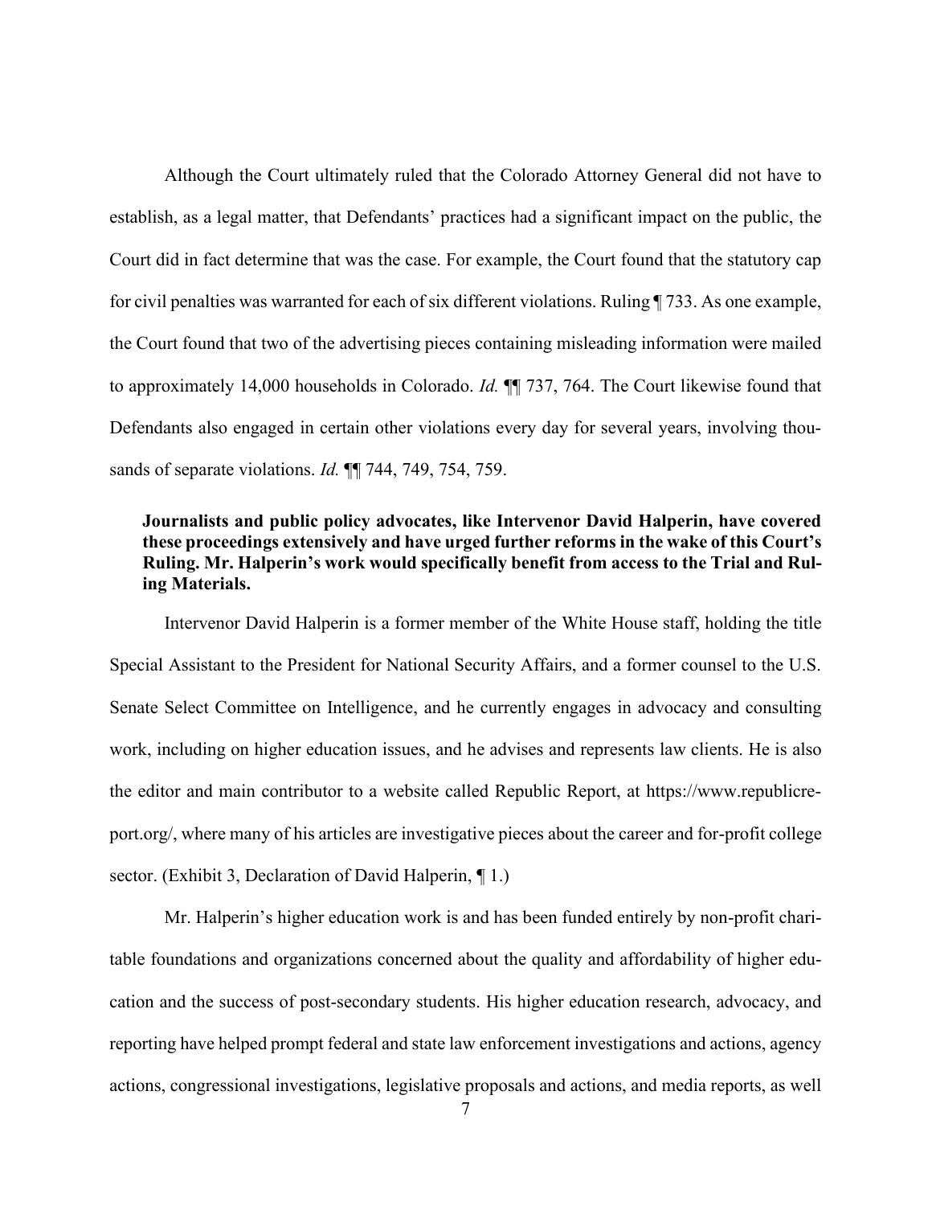Although the Court ultimately ruled that the Colorado Attorney General did not have to establish, as a legal matter, that Defendants' practices had a significant impact on the public, the Court did in fact determine that was the case. For example, the Court found that the statutory cap for civil penalties was warranted for each of six different violations. Ruling ¶ 733. As one example, the Court found that two of the advertising pieces containing misleading information were mailed to approximately 14,000 households in Colorado. *Id.* ¶¶ 737, 764. The Court likewise found that Defendants also engaged in certain other violations every day for several years, involving thousands of separate violations. *Id.* ¶¶ 744, 749, 754, 759.

**Journalists and public policy advocates, like Intervenor David Halperin, have covered these proceedings extensively and have urged further reforms in the wake of this Court's Ruling. Mr. Halperin's work would specifically benefit from access to the Trial and Ruling Materials.**

Intervenor David Halperin is a former member of the White House staff, holding the title Special Assistant to the President for National Security Affairs, and a former counsel to the U.S. Senate Select Committee on Intelligence, and he currently engages in advocacy and consulting work, including on higher education issues, and he advises and represents law clients. He is also the editor and main contributor to a website called Republic Report, at https://www.republicreport.org/, where many of his articles are investigative pieces about the career and for-profit college sector. (Exhibit 3, Declaration of David Halperin, ¶ 1.)

Mr. Halperin's higher education work is and has been funded entirely by non-profit charitable foundations and organizations concerned about the quality and affordability of higher education and the success of post-secondary students. His higher education research, advocacy, and reporting have helped prompt federal and state law enforcement investigations and actions, agency actions, congressional investigations, legislative proposals and actions, and media reports, as well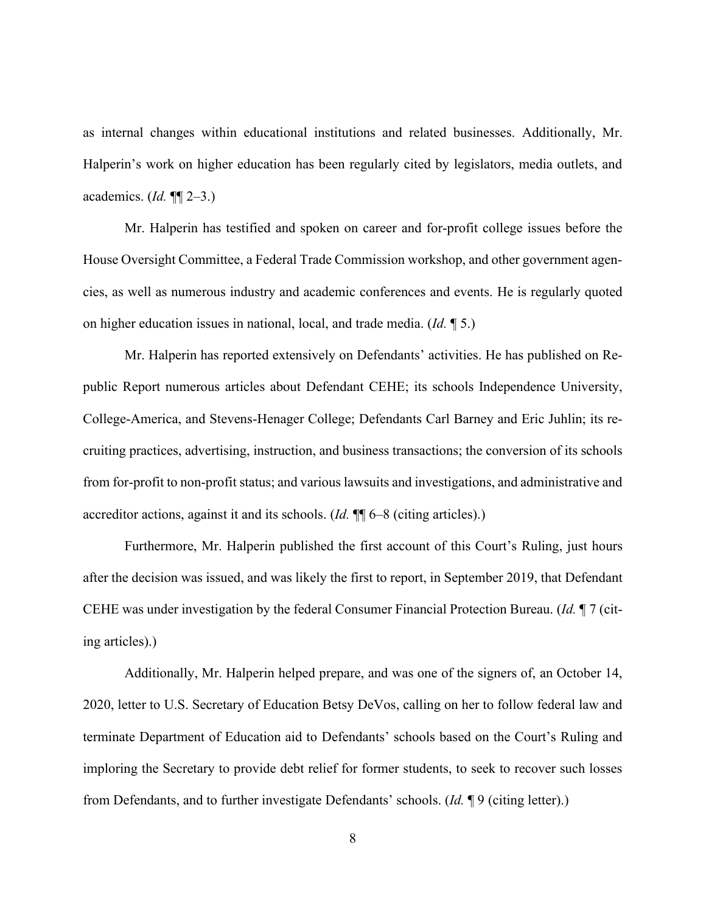as internal changes within educational institutions and related businesses. Additionally, Mr. Halperin's work on higher education has been regularly cited by legislators, media outlets, and academics. (*Id.* ¶¶ 2–3.)

Mr. Halperin has testified and spoken on career and for-profit college issues before the House Oversight Committee, a Federal Trade Commission workshop, and other government agencies, as well as numerous industry and academic conferences and events. He is regularly quoted on higher education issues in national, local, and trade media. (*Id.* ¶ 5.)

Mr. Halperin has reported extensively on Defendants' activities. He has published on Republic Report numerous articles about Defendant CEHE; its schools Independence University, College-America, and Stevens-Henager College; Defendants Carl Barney and Eric Juhlin; its recruiting practices, advertising, instruction, and business transactions; the conversion of its schools from for-profit to non-profit status; and various lawsuits and investigations, and administrative and accreditor actions, against it and its schools. (*Id.* ¶¶ 6–8 (citing articles).)

Furthermore, Mr. Halperin published the first account of this Court's Ruling, just hours after the decision was issued, and was likely the first to report, in September 2019, that Defendant CEHE was under investigation by the federal Consumer Financial Protection Bureau. (*Id.* ¶ 7 (citing articles).)

Additionally, Mr. Halperin helped prepare, and was one of the signers of, an October 14, 2020, letter to U.S. Secretary of Education Betsy DeVos, calling on her to follow federal law and terminate Department of Education aid to Defendants' schools based on the Court's Ruling and imploring the Secretary to provide debt relief for former students, to seek to recover such losses from Defendants, and to further investigate Defendants' schools. (*Id.* ¶ 9 (citing letter).)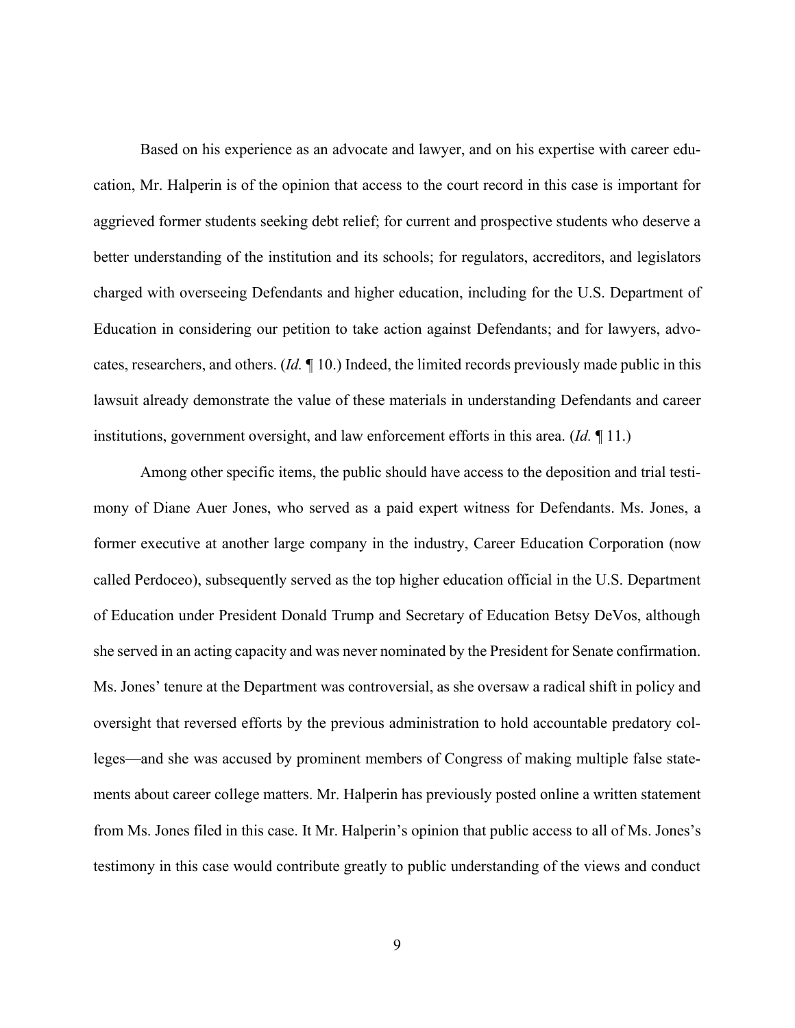Based on his experience as an advocate and lawyer, and on his expertise with career education, Mr. Halperin is of the opinion that access to the court record in this case is important for aggrieved former students seeking debt relief; for current and prospective students who deserve a better understanding of the institution and its schools; for regulators, accreditors, and legislators charged with overseeing Defendants and higher education, including for the U.S. Department of Education in considering our petition to take action against Defendants; and for lawyers, advocates, researchers, and others. (*Id.* ¶ 10.) Indeed, the limited records previously made public in this lawsuit already demonstrate the value of these materials in understanding Defendants and career institutions, government oversight, and law enforcement efforts in this area. (*Id.* ¶ 11.)

Among other specific items, the public should have access to the deposition and trial testimony of Diane Auer Jones, who served as a paid expert witness for Defendants. Ms. Jones, a former executive at another large company in the industry, Career Education Corporation (now called Perdoceo), subsequently served as the top higher education official in the U.S. Department of Education under President Donald Trump and Secretary of Education Betsy DeVos, although she served in an acting capacity and was never nominated by the President for Senate confirmation. Ms. Jones' tenure at the Department was controversial, as she oversaw a radical shift in policy and oversight that reversed efforts by the previous administration to hold accountable predatory colleges—and she was accused by prominent members of Congress of making multiple false statements about career college matters. Mr. Halperin has previously posted online a written statement from Ms. Jones filed in this case. It Mr. Halperin's opinion that public access to all of Ms. Jones's testimony in this case would contribute greatly to public understanding of the views and conduct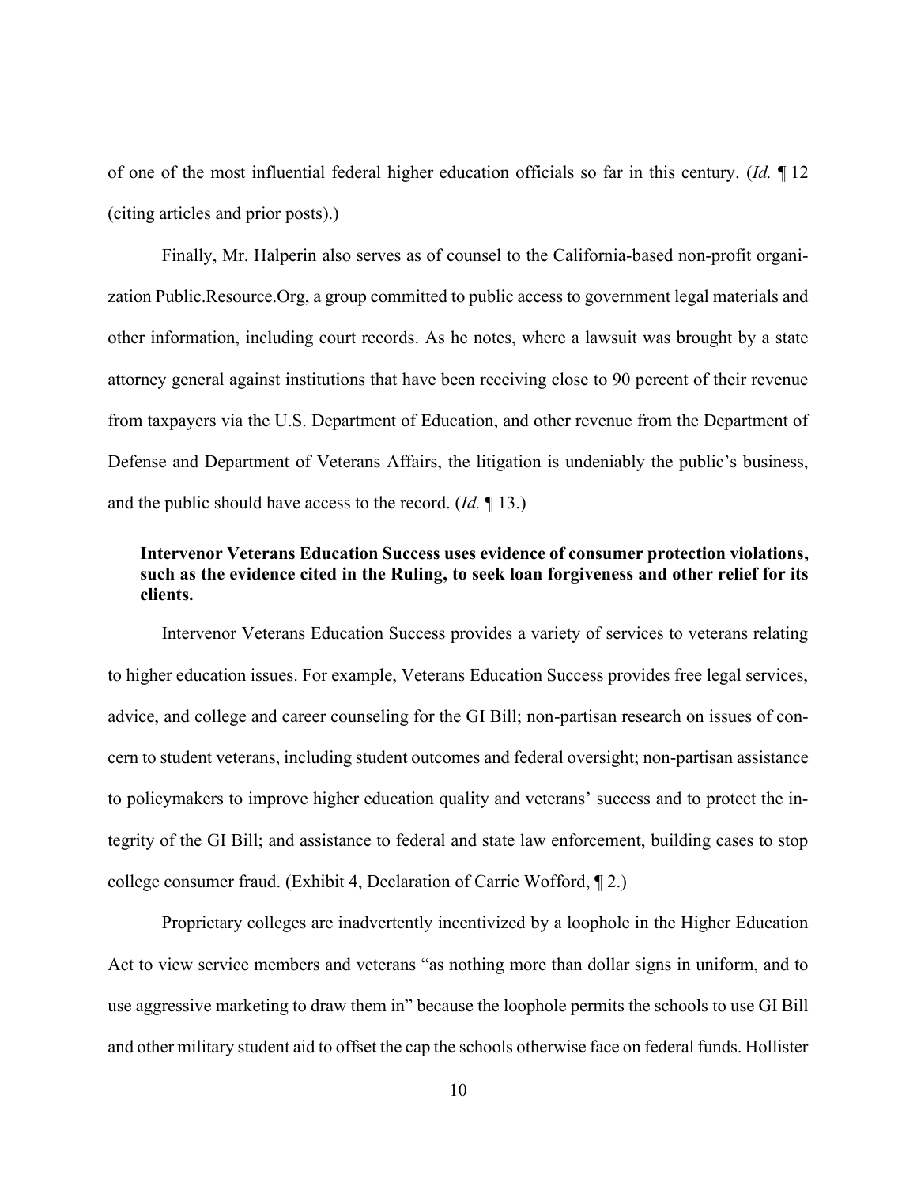of one of the most influential federal higher education officials so far in this century. (*Id.* ¶ 12 (citing articles and prior posts).)

Finally, Mr. Halperin also serves as of counsel to the California-based non-profit organization Public.Resource.Org, a group committed to public access to government legal materials and other information, including court records. As he notes, where a lawsuit was brought by a state attorney general against institutions that have been receiving close to 90 percent of their revenue from taxpayers via the U.S. Department of Education, and other revenue from the Department of Defense and Department of Veterans Affairs, the litigation is undeniably the public's business, and the public should have access to the record. (*Id.* ¶ 13.)

**Intervenor Veterans Education Success uses evidence of consumer protection violations, such as the evidence cited in the Ruling, to seek loan forgiveness and other relief for its clients.**

Intervenor Veterans Education Success provides a variety of services to veterans relating to higher education issues. For example, Veterans Education Success provides free legal services, advice, and college and career counseling for the GI Bill; non-partisan research on issues of concern to student veterans, including student outcomes and federal oversight; non-partisan assistance to policymakers to improve higher education quality and veterans' success and to protect the integrity of the GI Bill; and assistance to federal and state law enforcement, building cases to stop college consumer fraud. (Exhibit 4, Declaration of Carrie Wofford, ¶ 2.)

Proprietary colleges are inadvertently incentivized by a loophole in the Higher Education Act to view service members and veterans "as nothing more than dollar signs in uniform, and to use aggressive marketing to draw them in" because the loophole permits the schools to use GI Bill and other military student aid to offset the cap the schools otherwise face on federal funds. Hollister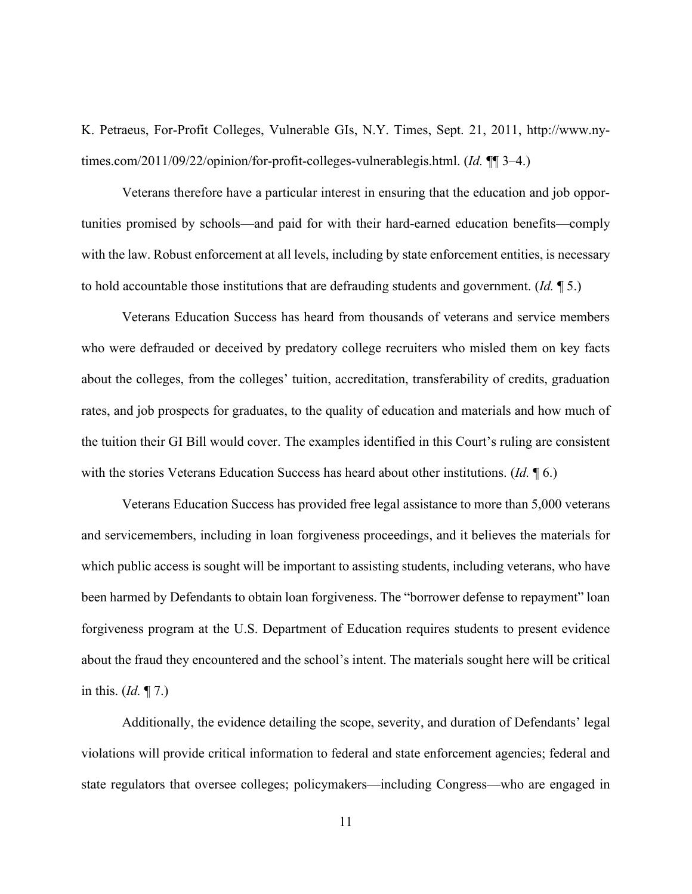K. Petraeus, For-Profit Colleges, Vulnerable GIs, N.Y. Times, Sept. 21, 2011, http://www.nytimes.com/2011/09/22/opinion/for-profit-colleges-vulnerablegis.html. (*Id.* ¶¶ 3–4.)

Veterans therefore have a particular interest in ensuring that the education and job opportunities promised by schools—and paid for with their hard-earned education benefits—comply with the law. Robust enforcement at all levels, including by state enforcement entities, is necessary to hold accountable those institutions that are defrauding students and government. (*Id.* ¶ 5.)

Veterans Education Success has heard from thousands of veterans and service members who were defrauded or deceived by predatory college recruiters who misled them on key facts about the colleges, from the colleges' tuition, accreditation, transferability of credits, graduation rates, and job prospects for graduates, to the quality of education and materials and how much of the tuition their GI Bill would cover. The examples identified in this Court's ruling are consistent with the stories Veterans Education Success has heard about other institutions. (*Id.* ¶ 6.)

Veterans Education Success has provided free legal assistance to more than 5,000 veterans and servicemembers, including in loan forgiveness proceedings, and it believes the materials for which public access is sought will be important to assisting students, including veterans, who have been harmed by Defendants to obtain loan forgiveness. The "borrower defense to repayment" loan forgiveness program at the U.S. Department of Education requires students to present evidence about the fraud they encountered and the school's intent. The materials sought here will be critical in this. (*Id.* ¶ 7.)

Additionally, the evidence detailing the scope, severity, and duration of Defendants' legal violations will provide critical information to federal and state enforcement agencies; federal and state regulators that oversee colleges; policymakers—including Congress—who are engaged in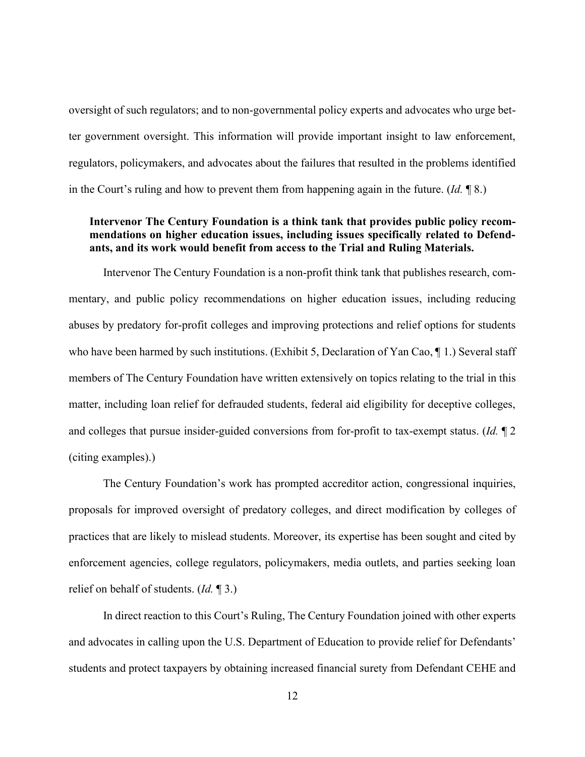oversight of such regulators; and to non-governmental policy experts and advocates who urge better government oversight. This information will provide important insight to law enforcement, regulators, policymakers, and advocates about the failures that resulted in the problems identified in the Court's ruling and how to prevent them from happening again in the future. (*Id.* ¶ 8.)

**Intervenor The Century Foundation is a think tank that provides public policy recommendations on higher education issues, including issues specifically related to Defendants, and its work would benefit from access to the Trial and Ruling Materials.**

Intervenor The Century Foundation is a non-profit think tank that publishes research, commentary, and public policy recommendations on higher education issues, including reducing abuses by predatory for-profit colleges and improving protections and relief options for students who have been harmed by such institutions. (Exhibit 5, Declaration of Yan Cao, ¶ 1.) Several staff members of The Century Foundation have written extensively on topics relating to the trial in this matter, including loan relief for defrauded students, federal aid eligibility for deceptive colleges, and colleges that pursue insider-guided conversions from for-profit to tax-exempt status. (*Id.* ¶ 2 (citing examples).)

The Century Foundation's work has prompted accreditor action, congressional inquiries, proposals for improved oversight of predatory colleges, and direct modification by colleges of practices that are likely to mislead students. Moreover, its expertise has been sought and cited by enforcement agencies, college regulators, policymakers, media outlets, and parties seeking loan relief on behalf of students. (*Id.* ¶ 3.)

In direct reaction to this Court's Ruling, The Century Foundation joined with other experts and advocates in calling upon the U.S. Department of Education to provide relief for Defendants' students and protect taxpayers by obtaining increased financial surety from Defendant CEHE and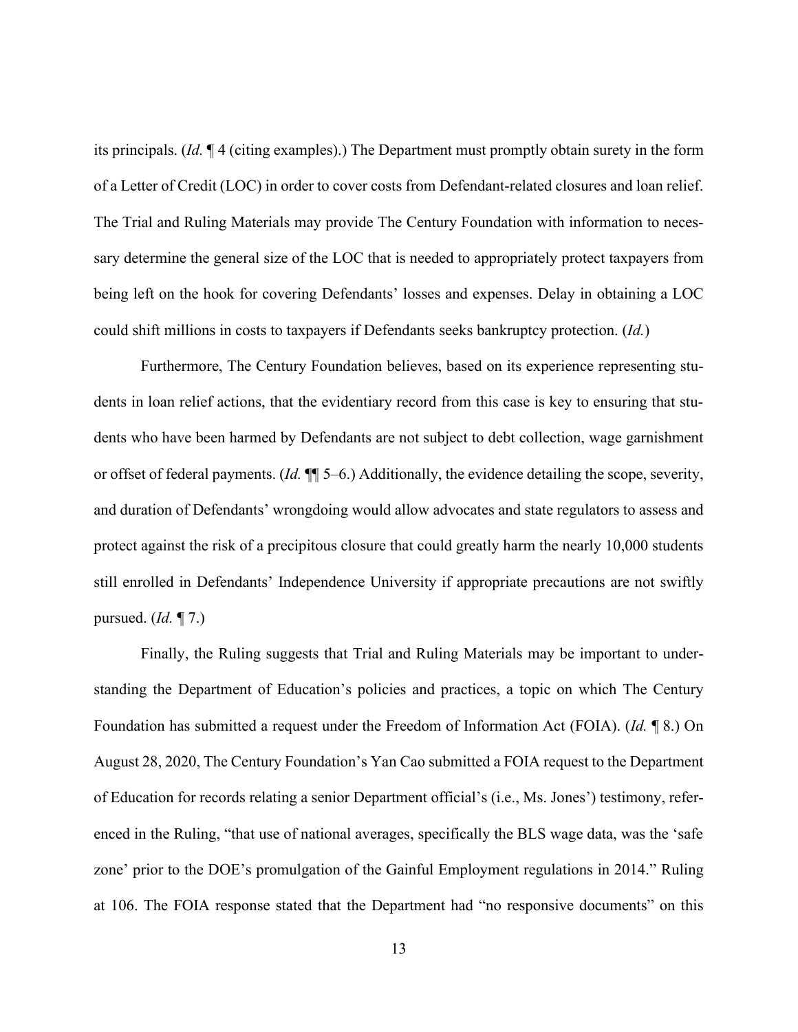its principals. (*Id.* ¶ 4 (citing examples).) The Department must promptly obtain surety in the form of a Letter of Credit (LOC) in order to cover costs from Defendant-related closures and loan relief. The Trial and Ruling Materials may provide The Century Foundation with information to necessary determine the general size of the LOC that is needed to appropriately protect taxpayers from being left on the hook for covering Defendants' losses and expenses. Delay in obtaining a LOC could shift millions in costs to taxpayers if Defendants seeks bankruptcy protection. (*Id.*)

Furthermore, The Century Foundation believes, based on its experience representing students in loan relief actions, that the evidentiary record from this case is key to ensuring that students who have been harmed by Defendants are not subject to debt collection, wage garnishment or offset of federal payments. (*Id.* ¶¶ 5–6.) Additionally, the evidence detailing the scope, severity, and duration of Defendants' wrongdoing would allow advocates and state regulators to assess and protect against the risk of a precipitous closure that could greatly harm the nearly 10,000 students still enrolled in Defendants' Independence University if appropriate precautions are not swiftly pursued. (*Id.* ¶ 7.)

Finally, the Ruling suggests that Trial and Ruling Materials may be important to understanding the Department of Education's policies and practices, a topic on which The Century Foundation has submitted a request under the Freedom of Information Act (FOIA). (*Id.* ¶ 8.) On August 28, 2020, The Century Foundation's Yan Cao submitted a FOIA request to the Department of Education for records relating a senior Department official's (i.e., Ms. Jones') testimony, referenced in the Ruling, "that use of national averages, specifically the BLS wage data, was the 'safe zone' prior to the DOE's promulgation of the Gainful Employment regulations in 2014." Ruling at 106. The FOIA response stated that the Department had "no responsive documents" on this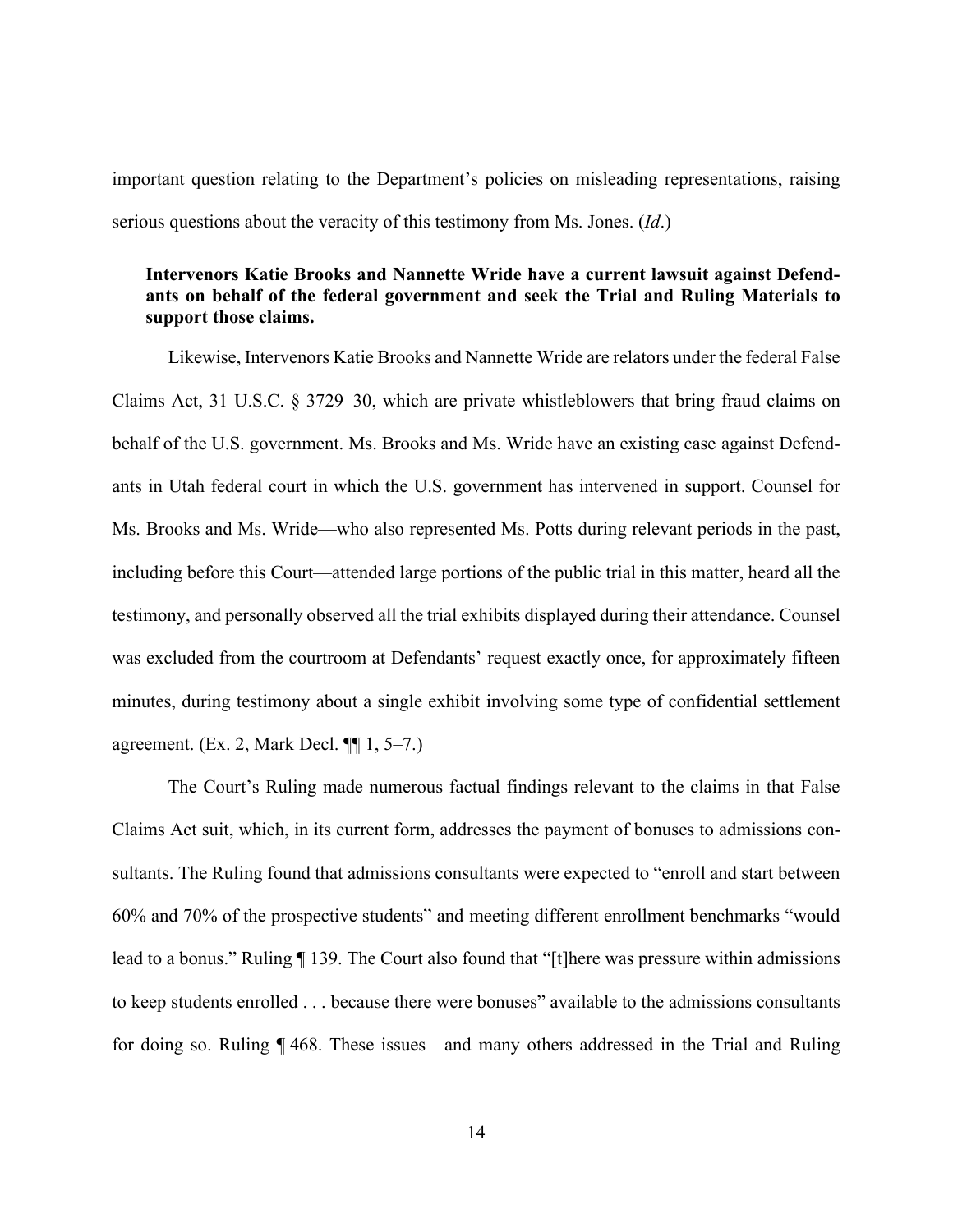important question relating to the Department's policies on misleading representations, raising serious questions about the veracity of this testimony from Ms. Jones. (*Id*.)

**Intervenors Katie Brooks and Nannette Wride have a current lawsuit against Defendants on behalf of the federal government and seek the Trial and Ruling Materials to support those claims.**

Likewise, Intervenors Katie Brooks and Nannette Wride are relators under the federal False Claims Act, 31 U.S.C. § 3729–30, which are private whistleblowers that bring fraud claims on behalf of the U.S. government. Ms. Brooks and Ms. Wride have an existing case against Defendants in Utah federal court in which the U.S. government has intervened in support. Counsel for Ms. Brooks and Ms. Wride—who also represented Ms. Potts during relevant periods in the past, including before this Court—attended large portions of the public trial in this matter, heard all the testimony, and personally observed all the trial exhibits displayed during their attendance. Counsel was excluded from the courtroom at Defendants' request exactly once, for approximately fifteen minutes, during testimony about a single exhibit involving some type of confidential settlement agreement. (Ex. 2, Mark Decl. ¶¶ 1, 5–7.)

The Court's Ruling made numerous factual findings relevant to the claims in that False Claims Act suit, which, in its current form, addresses the payment of bonuses to admissions consultants. The Ruling found that admissions consultants were expected to "enroll and start between 60% and 70% of the prospective students" and meeting different enrollment benchmarks "would lead to a bonus." Ruling ¶ 139. The Court also found that "[t]here was pressure within admissions to keep students enrolled . . . because there were bonuses" available to the admissions consultants for doing so. Ruling ¶ 468. These issues—and many others addressed in the Trial and Ruling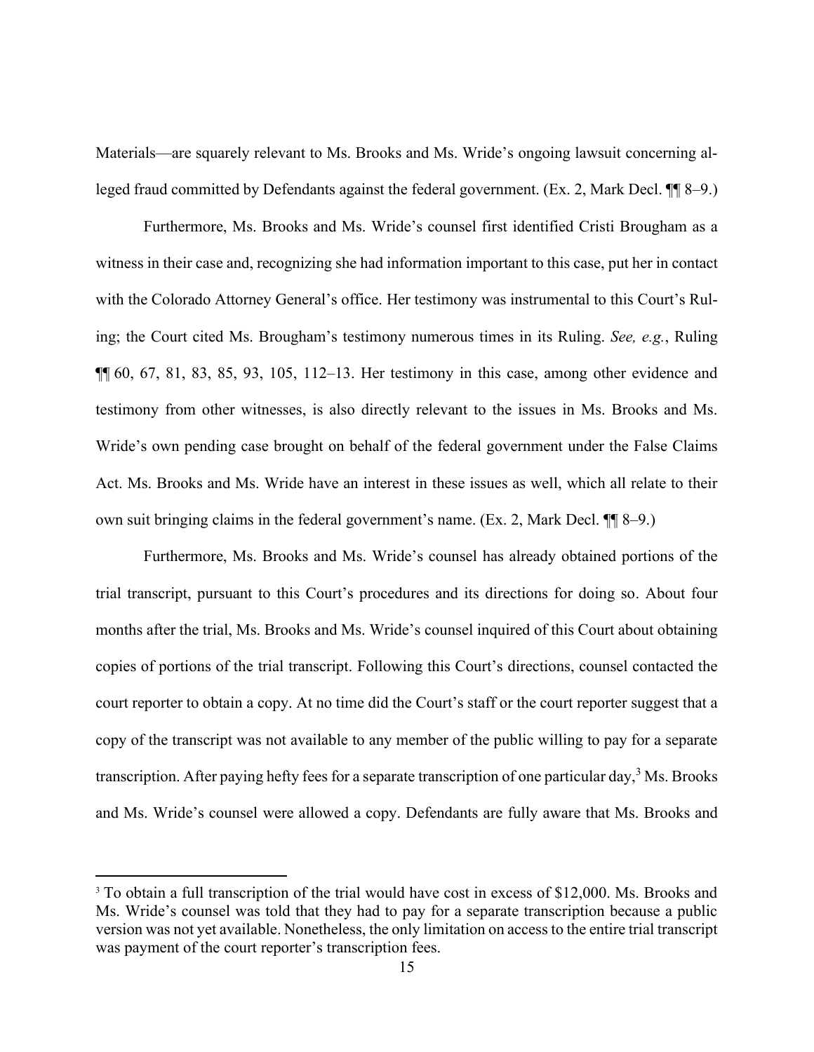Materials—are squarely relevant to Ms. Brooks and Ms. Wride's ongoing lawsuit concerning alleged fraud committed by Defendants against the federal government. (Ex. 2, Mark Decl. ¶¶ 8–9.)

Furthermore, Ms. Brooks and Ms. Wride's counsel first identified Cristi Brougham as a witness in their case and, recognizing she had information important to this case, put her in contact with the Colorado Attorney General's office. Her testimony was instrumental to this Court's Ruling; the Court cited Ms. Brougham's testimony numerous times in its Ruling. *See, e.g.*, Ruling ¶¶ 60, 67, 81, 83, 85, 93, 105, 112–13. Her testimony in this case, among other evidence and testimony from other witnesses, is also directly relevant to the issues in Ms. Brooks and Ms. Wride's own pending case brought on behalf of the federal government under the False Claims Act. Ms. Brooks and Ms. Wride have an interest in these issues as well, which all relate to their own suit bringing claims in the federal government's name. (Ex. 2, Mark Decl. ¶¶ 8–9.)

Furthermore, Ms. Brooks and Ms. Wride's counsel has already obtained portions of the trial transcript, pursuant to this Court's procedures and its directions for doing so. About four months after the trial, Ms. Brooks and Ms. Wride's counsel inquired of this Court about obtaining copies of portions of the trial transcript. Following this Court's directions, counsel contacted the court reporter to obtain a copy. At no time did the Court's staff or the court reporter suggest that a copy of the transcript was not available to any member of the public willing to pay for a separate transcription. After paying hefty fees for a separate transcription of one particular day,[3] Ms. Brooks and Ms. Wride's counsel were allowed a copy. Defendants are fully aware that Ms. Brooks and

[3] To obtain a full transcription of the trial would have cost in excess of $12,000. Ms. Brooks and Ms. Wride's counsel was told that they had to pay for a separate transcription because a public version was not yet available. Nonetheless, the only limitation on access to the entire trial transcript was payment of the court reporter's transcription fees.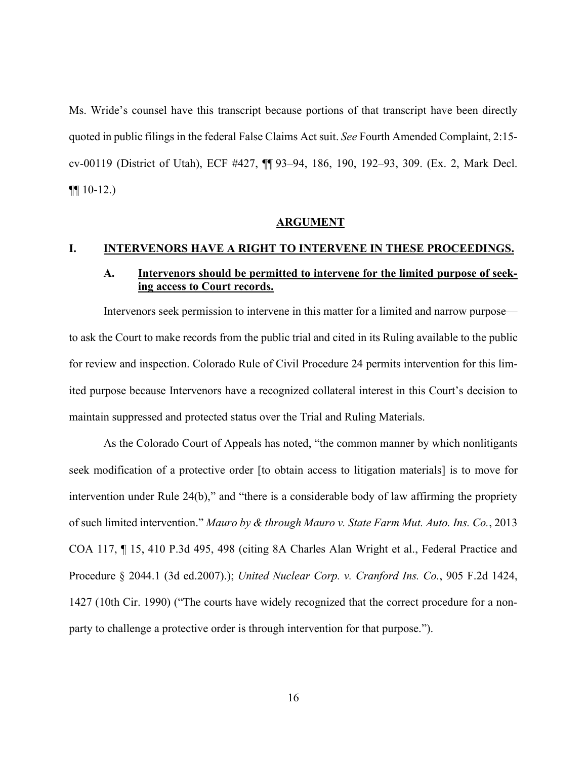Ms. Wride's counsel have this transcript because portions of that transcript have been directly quoted in public filings in the federal False Claims Act suit. *See* Fourth Amended Complaint, 2:15-cv-00119 (District of Utah), ECF #427, ¶¶ 93–94, 186, 190, 192–93, 309. (Ex. 2, Mark Decl. ¶¶ 10-12.)

## ARGUMENT

### I. INTERVENORS HAVE A RIGHT TO INTERVENE IN THESE PROCEEDINGS.

#### A. Intervenors should be permitted to intervene for the limited purpose of seeking access to Court records.

Intervenors seek permission to intervene in this matter for a limited and narrow purpose—to ask the Court to make records from the public trial and cited in its Ruling available to the public for review and inspection. Colorado Rule of Civil Procedure 24 permits intervention for this limited purpose because Intervenors have a recognized collateral interest in this Court's decision to maintain suppressed and protected status over the Trial and Ruling Materials.

As the Colorado Court of Appeals has noted, "the common manner by which nonlitigants seek modification of a protective order [to obtain access to litigation materials] is to move for intervention under Rule 24(b)," and "there is a considerable body of law affirming the propriety of such limited intervention." *Mauro by & through Mauro v. State Farm Mut. Auto. Ins. Co.*, 2013 COA 117, ¶ 15, 410 P.3d 495, 498 (citing 8A Charles Alan Wright et al., Federal Practice and Procedure § 2044.1 (3d ed.2007).); *United Nuclear Corp. v. Cranford Ins. Co.*, 905 F.2d 1424, 1427 (10th Cir. 1990) ("The courts have widely recognized that the correct procedure for a non-party to challenge a protective order is through intervention for that purpose.").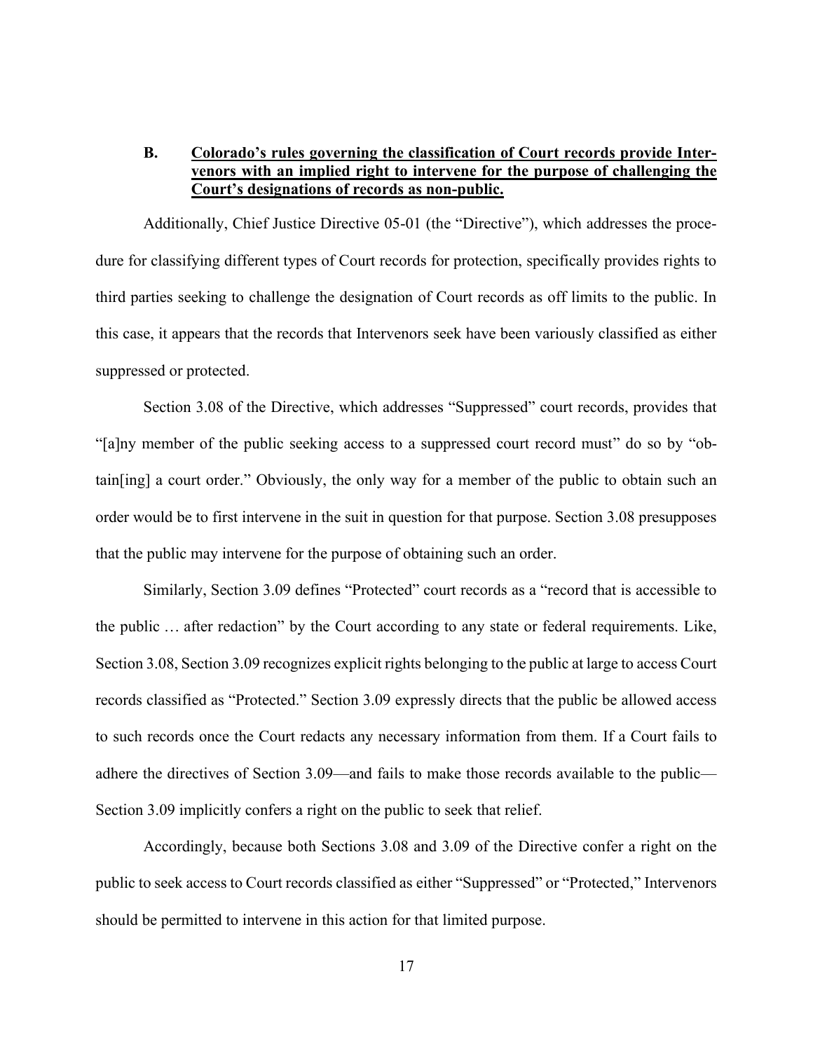### B. <u>Colorado's rules governing the classification of Court records provide Intervenors with an implied right to intervene for the purpose of challenging the Court's designations of records as non-public.</u>

Additionally, Chief Justice Directive 05-01 (the "Directive"), which addresses the procedure for classifying different types of Court records for protection, specifically provides rights to third parties seeking to challenge the designation of Court records as off limits to the public. In this case, it appears that the records that Intervenors seek have been variously classified as either suppressed or protected.

Section 3.08 of the Directive, which addresses "Suppressed" court records, provides that "[a]ny member of the public seeking access to a suppressed court record must" do so by "obtain[ing] a court order." Obviously, the only way for a member of the public to obtain such an order would be to first intervene in the suit in question for that purpose. Section 3.08 presupposes that the public may intervene for the purpose of obtaining such an order.

Similarly, Section 3.09 defines "Protected" court records as a "record that is accessible to the public … after redaction" by the Court according to any state or federal requirements. Like, Section 3.08, Section 3.09 recognizes explicit rights belonging to the public at large to access Court records classified as "Protected." Section 3.09 expressly directs that the public be allowed access to such records once the Court redacts any necessary information from them. If a Court fails to adhere the directives of Section 3.09—and fails to make those records available to the public—Section 3.09 implicitly confers a right on the public to seek that relief.

Accordingly, because both Sections 3.08 and 3.09 of the Directive confer a right on the public to seek access to Court records classified as either "Suppressed" or "Protected," Intervenors should be permitted to intervene in this action for that limited purpose.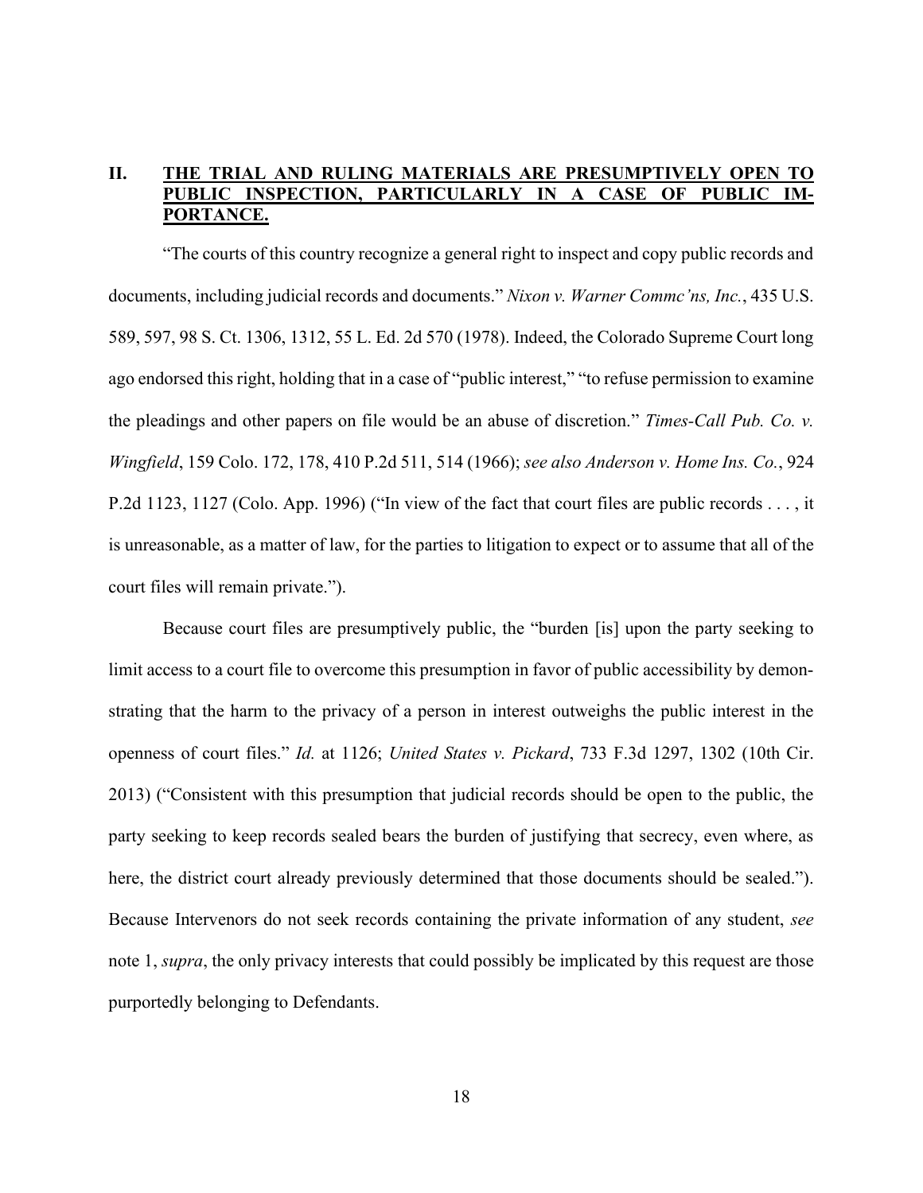## II. THE TRIAL AND RULING MATERIALS ARE PRESUMPTIVELY OPEN TO PUBLIC INSPECTION, PARTICULARLY IN A CASE OF PUBLIC IMPORTANCE.

"The courts of this country recognize a general right to inspect and copy public records and documents, including judicial records and documents." *Nixon v. Warner Commc'ns, Inc.*, 435 U.S. 589, 597, 98 S. Ct. 1306, 1312, 55 L. Ed. 2d 570 (1978). Indeed, the Colorado Supreme Court long ago endorsed this right, holding that in a case of "public interest," "to refuse permission to examine the pleadings and other papers on file would be an abuse of discretion." *Times-Call Pub. Co. v. Wingfield*, 159 Colo. 172, 178, 410 P.2d 511, 514 (1966); *see also Anderson v. Home Ins. Co.*, 924 P.2d 1123, 1127 (Colo. App. 1996) ("In view of the fact that court files are public records . . . , it is unreasonable, as a matter of law, for the parties to litigation to expect or to assume that all of the court files will remain private.").

Because court files are presumptively public, the "burden [is] upon the party seeking to limit access to a court file to overcome this presumption in favor of public accessibility by demonstrating that the harm to the privacy of a person in interest outweighs the public interest in the openness of court files." *Id.* at 1126; *United States v. Pickard*, 733 F.3d 1297, 1302 (10th Cir. 2013) ("Consistent with this presumption that judicial records should be open to the public, the party seeking to keep records sealed bears the burden of justifying that secrecy, even where, as here, the district court already previously determined that those documents should be sealed."). Because Intervenors do not seek records containing the private information of any student, *see* note 1, *supra*, the only privacy interests that could possibly be implicated by this request are those purportedly belonging to Defendants.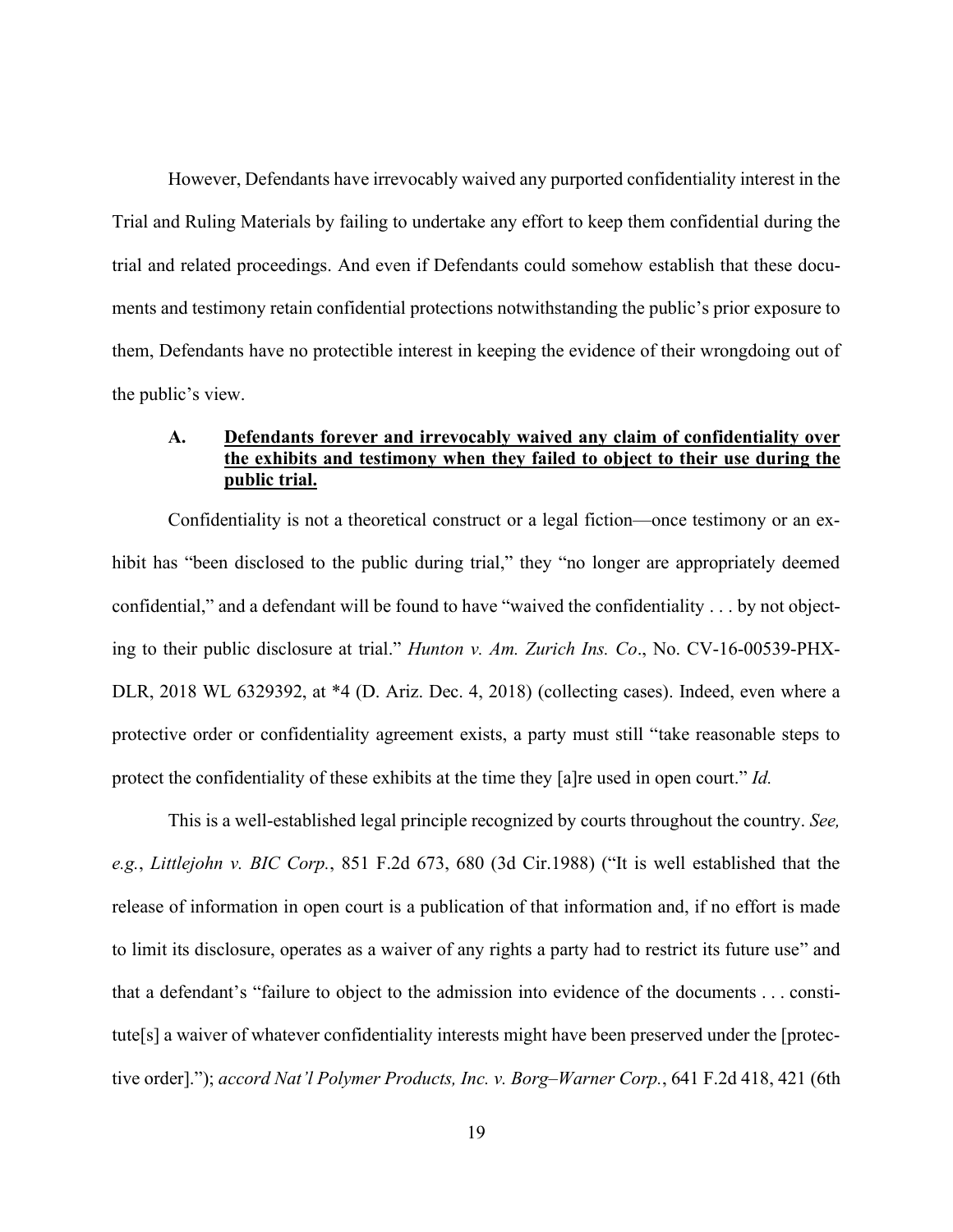However, Defendants have irrevocably waived any purported confidentiality interest in the Trial and Ruling Materials by failing to undertake any effort to keep them confidential during the trial and related proceedings. And even if Defendants could somehow establish that these documents and testimony retain confidential protections notwithstanding the public's prior exposure to them, Defendants have no protectible interest in keeping the evidence of their wrongdoing out of the public's view.

### A. <u>Defendants forever and irrevocably waived any claim of confidentiality over the exhibits and testimony when they failed to object to their use during the public trial.</u>

Confidentiality is not a theoretical construct or a legal fiction—once testimony or an exhibit has "been disclosed to the public during trial," they "no longer are appropriately deemed confidential," and a defendant will be found to have "waived the confidentiality . . . by not objecting to their public disclosure at trial." *Hunton v. Am. Zurich Ins. Co*., No. CV-16-00539-PHX-DLR, 2018 WL 6329392, at *4 (D. Ariz. Dec. 4, 2018) (collecting cases). Indeed, even where a protective order or confidentiality agreement exists, a party must still "take reasonable steps to protect the confidentiality of these exhibits at the time they [a]re used in open court." *Id.*

This is a well-established legal principle recognized by courts throughout the country. *See, e.g.*, *Littlejohn v. BIC Corp.*, 851 F.2d 673, 680 (3d Cir.1988) ("It is well established that the release of information in open court is a publication of that information and, if no effort is made to limit its disclosure, operates as a waiver of any rights a party had to restrict its future use" and that a defendant's "failure to object to the admission into evidence of the documents . . . constitute[s] a waiver of whatever confidentiality interests might have been preserved under the [protective order]."); *accord Nat'l Polymer Products, Inc. v. Borg–Warner Corp.*, 641 F.2d 418, 421 (6th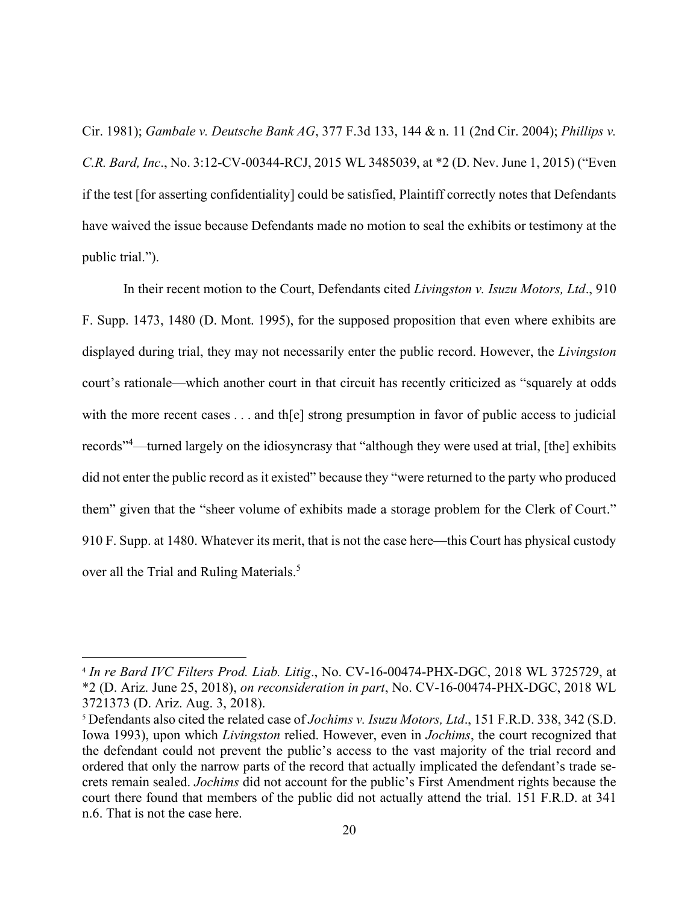Cir. 1981); *Gambale v. Deutsche Bank AG*, 377 F.3d 133, 144 & n. 11 (2nd Cir. 2004); *Phillips v. C.R. Bard, Inc*., No. 3:12-CV-00344-RCJ, 2015 WL 3485039, at *2 (D. Nev. June 1, 2015) ("Even if the test [for asserting confidentiality] could be satisfied, Plaintiff correctly notes that Defendants have waived the issue because Defendants made no motion to seal the exhibits or testimony at the public trial.").

In their recent motion to the Court, Defendants cited *Livingston v. Isuzu Motors, Ltd*., 910 F. Supp. 1473, 1480 (D. Mont. 1995), for the supposed proposition that even where exhibits are displayed during trial, they may not necessarily enter the public record. However, the *Livingston* court's rationale—which another court in that circuit has recently criticized as "squarely at odds with the more recent cases . . . and th[e] strong presumption in favor of public access to judicial records"[4]—turned largely on the idiosyncrasy that "although they were used at trial, [the] exhibits did not enter the public record as it existed" because they "were returned to the party who produced them" given that the "sheer volume of exhibits made a storage problem for the Clerk of Court." 910 F. Supp. at 1480. Whatever its merit, that is not the case here—this Court has physical custody over all the Trial and Ruling Materials.[5]

---

[4] *In re Bard IVC Filters Prod. Liab. Litig*., No. CV-16-00474-PHX-DGC, 2018 WL 3725729, at *2 (D. Ariz. June 25, 2018), *on reconsideration in part*, No. CV-16-00474-PHX-DGC, 2018 WL 3721373 (D. Ariz. Aug. 3, 2018).

[5] Defendants also cited the related case of *Jochims v. Isuzu Motors, Ltd*., 151 F.R.D. 338, 342 (S.D. Iowa 1993), upon which *Livingston* relied. However, even in *Jochims*, the court recognized that the defendant could not prevent the public's access to the vast majority of the trial record and ordered that only the narrow parts of the record that actually implicated the defendant's trade secrets remain sealed. *Jochims* did not account for the public's First Amendment rights because the court there found that members of the public did not actually attend the trial. 151 F.R.D. at 341 n.6. That is not the case here.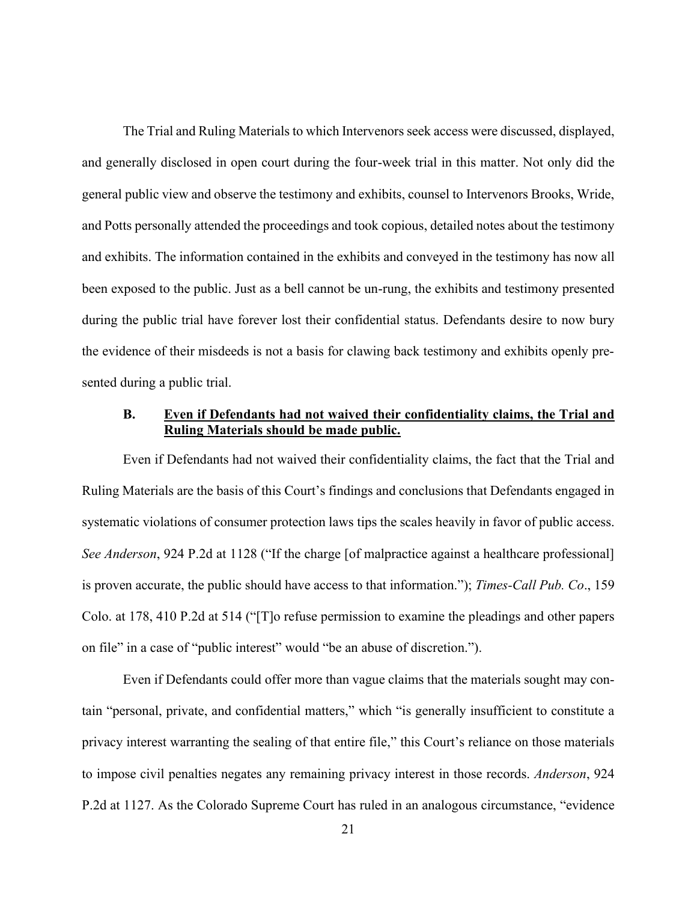The Trial and Ruling Materials to which Intervenors seek access were discussed, displayed, and generally disclosed in open court during the four-week trial in this matter. Not only did the general public view and observe the testimony and exhibits, counsel to Intervenors Brooks, Wride, and Potts personally attended the proceedings and took copious, detailed notes about the testimony and exhibits. The information contained in the exhibits and conveyed in the testimony has now all been exposed to the public. Just as a bell cannot be un-rung, the exhibits and testimony presented during the public trial have forever lost their confidential status. Defendants desire to now bury the evidence of their misdeeds is not a basis for clawing back testimony and exhibits openly presented during a public trial.

### B. <u>Even if Defendants had not waived their confidentiality claims, the Trial and Ruling Materials should be made public.</u>

Even if Defendants had not waived their confidentiality claims, the fact that the Trial and Ruling Materials are the basis of this Court's findings and conclusions that Defendants engaged in systematic violations of consumer protection laws tips the scales heavily in favor of public access. *See Anderson*, 924 P.2d at 1128 ("If the charge [of malpractice against a healthcare professional] is proven accurate, the public should have access to that information."); *Times-Call Pub. Co*., 159 Colo. at 178, 410 P.2d at 514 ("[T]o refuse permission to examine the pleadings and other papers on file" in a case of "public interest" would "be an abuse of discretion.").

Even if Defendants could offer more than vague claims that the materials sought may contain "personal, private, and confidential matters," which "is generally insufficient to constitute a privacy interest warranting the sealing of that entire file," this Court's reliance on those materials to impose civil penalties negates any remaining privacy interest in those records. *Anderson*, 924 P.2d at 1127. As the Colorado Supreme Court has ruled in an analogous circumstance, "evidence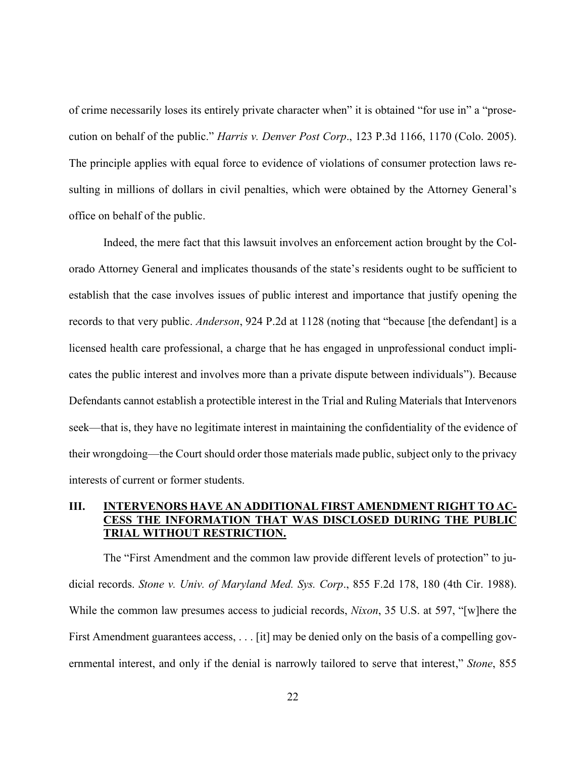of crime necessarily loses its entirely private character when" it is obtained "for use in" a "prosecution on behalf of the public." *Harris v. Denver Post Corp*., 123 P.3d 1166, 1170 (Colo. 2005). The principle applies with equal force to evidence of violations of consumer protection laws resulting in millions of dollars in civil penalties, which were obtained by the Attorney General's office on behalf of the public.

Indeed, the mere fact that this lawsuit involves an enforcement action brought by the Colorado Attorney General and implicates thousands of the state's residents ought to be sufficient to establish that the case involves issues of public interest and importance that justify opening the records to that very public. *Anderson*, 924 P.2d at 1128 (noting that "because [the defendant] is a licensed health care professional, a charge that he has engaged in unprofessional conduct implicates the public interest and involves more than a private dispute between individuals"). Because Defendants cannot establish a protectible interest in the Trial and Ruling Materials that Intervenors seek—that is, they have no legitimate interest in maintaining the confidentiality of the evidence of their wrongdoing—the Court should order those materials made public, subject only to the privacy interests of current or former students.

## III. INTERVENORS HAVE AN ADDITIONAL FIRST AMENDMENT RIGHT TO ACCESS THE INFORMATION THAT WAS DISCLOSED DURING THE PUBLIC TRIAL WITHOUT RESTRICTION.

The "First Amendment and the common law provide different levels of protection" to judicial records. *Stone v. Univ. of Maryland Med. Sys. Corp*., 855 F.2d 178, 180 (4th Cir. 1988). While the common law presumes access to judicial records, *Nixon*, 35 U.S. at 597, "[w]here the First Amendment guarantees access, . . . [it] may be denied only on the basis of a compelling governmental interest, and only if the denial is narrowly tailored to serve that interest," *Stone*, 855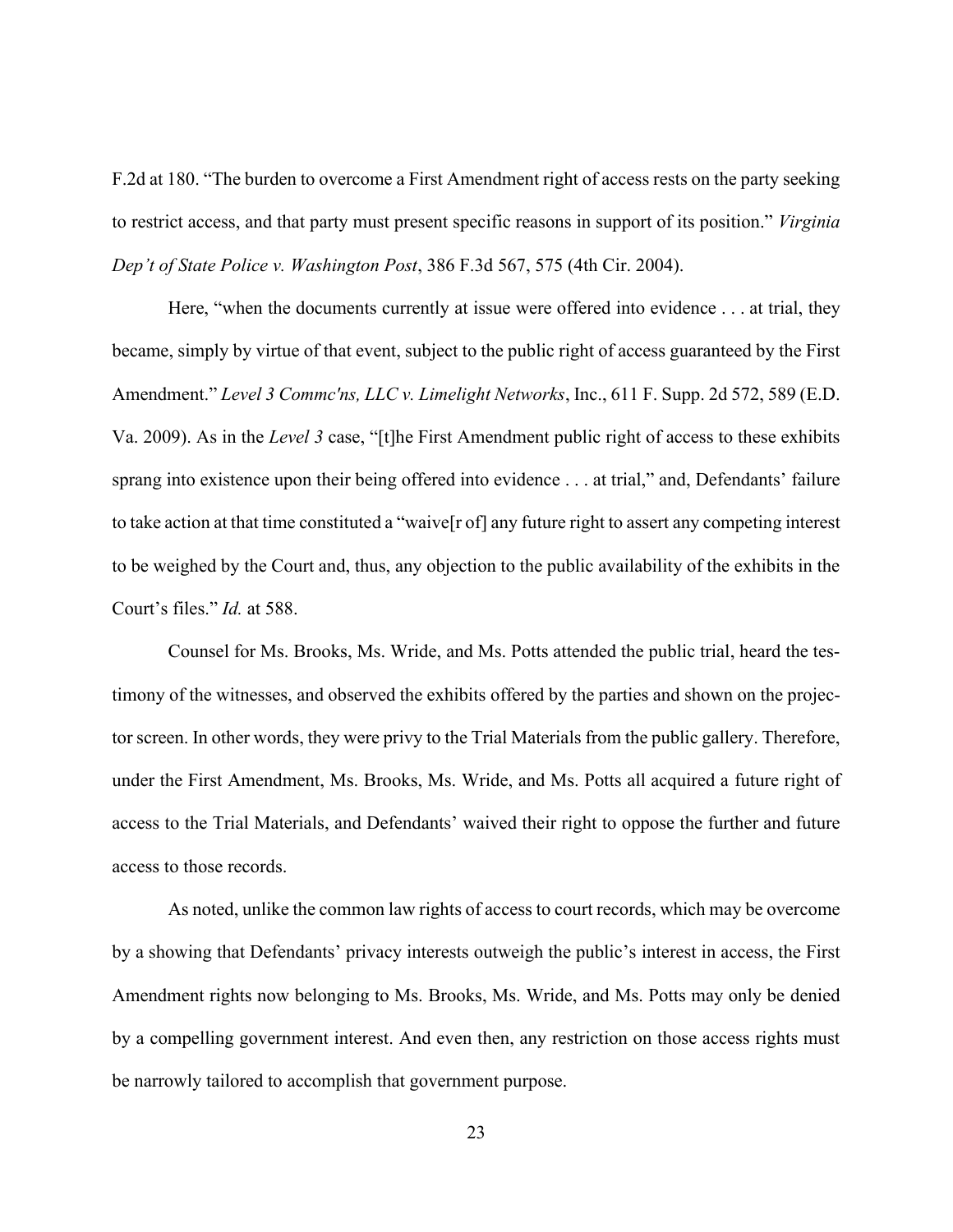F.2d at 180. "The burden to overcome a First Amendment right of access rests on the party seeking to restrict access, and that party must present specific reasons in support of its position." *Virginia Dep't of State Police v. Washington Post*, 386 F.3d 567, 575 (4th Cir. 2004).

Here, "when the documents currently at issue were offered into evidence . . . at trial, they became, simply by virtue of that event, subject to the public right of access guaranteed by the First Amendment." *Level 3 Commc'ns, LLC v. Limelight Networks*, Inc., 611 F. Supp. 2d 572, 589 (E.D. Va. 2009). As in the *Level 3* case, "[t]he First Amendment public right of access to these exhibits sprang into existence upon their being offered into evidence . . . at trial," and, Defendants' failure to take action at that time constituted a "waive[r of] any future right to assert any competing interest to be weighed by the Court and, thus, any objection to the public availability of the exhibits in the Court's files." *Id.* at 588.

Counsel for Ms. Brooks, Ms. Wride, and Ms. Potts attended the public trial, heard the testimony of the witnesses, and observed the exhibits offered by the parties and shown on the projector screen. In other words, they were privy to the Trial Materials from the public gallery. Therefore, under the First Amendment, Ms. Brooks, Ms. Wride, and Ms. Potts all acquired a future right of access to the Trial Materials, and Defendants' waived their right to oppose the further and future access to those records.

As noted, unlike the common law rights of access to court records, which may be overcome by a showing that Defendants' privacy interests outweigh the public's interest in access, the First Amendment rights now belonging to Ms. Brooks, Ms. Wride, and Ms. Potts may only be denied by a compelling government interest. And even then, any restriction on those access rights must be narrowly tailored to accomplish that government purpose.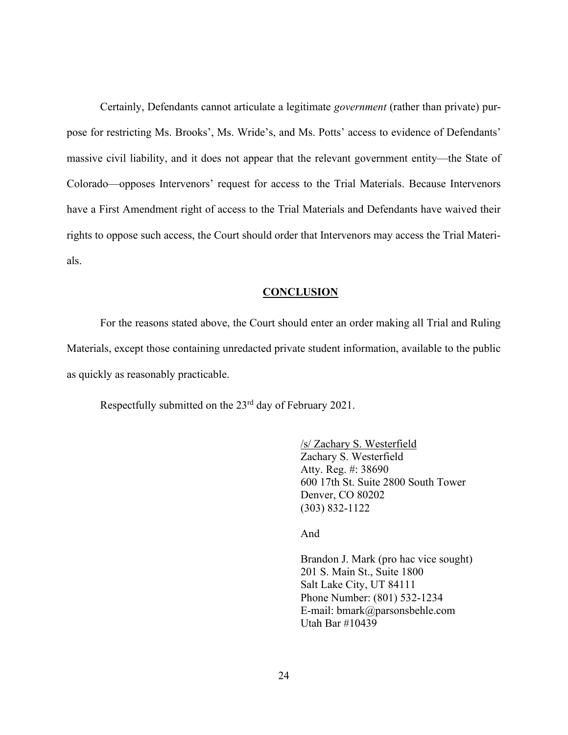Certainly, Defendants cannot articulate a legitimate *government* (rather than private) purpose for restricting Ms. Brooks', Ms. Wride's, and Ms. Potts' access to evidence of Defendants' massive civil liability, and it does not appear that the relevant government entity—the State of Colorado—opposes Intervenors' request for access to the Trial Materials. Because Intervenors have a First Amendment right of access to the Trial Materials and Defendants have waived their rights to oppose such access, the Court should order that Intervenors may access the Trial Materials.

## CONCLUSION

For the reasons stated above, the Court should enter an order making all Trial and Ruling Materials, except those containing unredacted private student information, available to the public as quickly as reasonably practicable.

Respectfully submitted on the 23rd day of February 2021.

/s/ Zachary S. Westerfield
Zachary S. Westerfield
Atty. Reg. #: 38690
600 17th St. Suite 2800 South Tower
Denver, CO 80202
(303) 832-1122

And

Brandon J. Mark (pro hac vice sought)
201 S. Main St., Suite 1800
Salt Lake City, UT 84111
Phone Number: (801) 532-1234
E-mail: bmark@parsonsbehle.com
Utah Bar #10439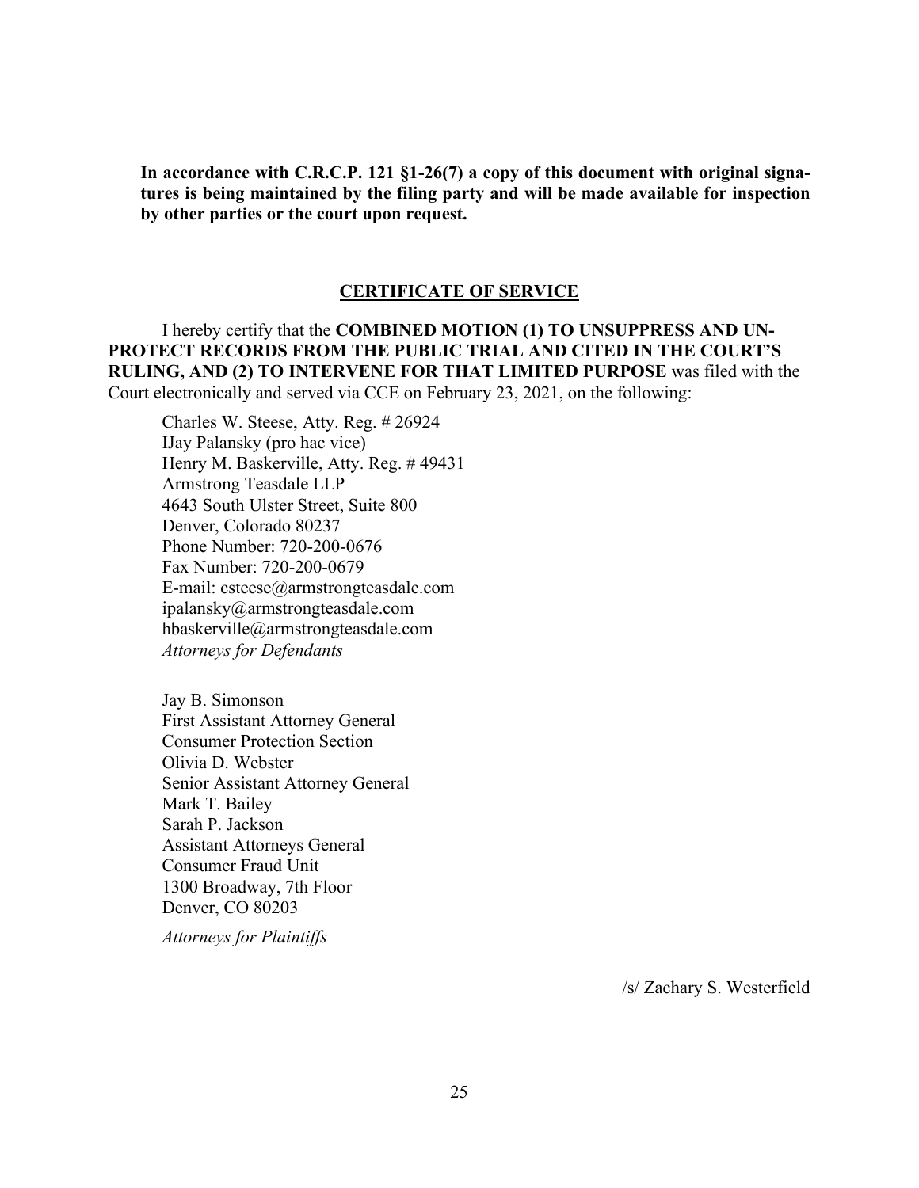**In accordance with C.R.C.P. 121 §1-26(7) a copy of this document with original signatures is being maintained by the filing party and will be made available for inspection by other parties or the court upon request.**

## CERTIFICATE OF SERVICE

I hereby certify that the **COMBINED MOTION (1) TO UNSUPPRESS AND UNPROTECT RECORDS FROM THE PUBLIC TRIAL AND CITED IN THE COURT'S RULING, AND (2) TO INTERVENE FOR THAT LIMITED PURPOSE** was filed with the Court electronically and served via CCE on February 23, 2021, on the following:

Charles W. Steese, Atty. Reg. # 26924
IJay Palansky (pro hac vice)
Henry M. Baskerville, Atty. Reg. # 49431
Armstrong Teasdale LLP
4643 South Ulster Street, Suite 800
Denver, Colorado 80237
Phone Number: 720-200-0676
Fax Number: 720-200-0679
E-mail: csteese@armstrongteasdale.com
ipalansky@armstrongteasdale.com
hbaskerville@armstrongteasdale.com
*Attorneys for Defendants*

Jay B. Simonson
First Assistant Attorney General
Consumer Protection Section
Olivia D. Webster
Senior Assistant Attorney General
Mark T. Bailey
Sarah P. Jackson
Assistant Attorneys General
Consumer Fraud Unit
1300 Broadway, 7th Floor
Denver, CO 80203

*Attorneys for Plaintiffs*

/s/ Zachary S. Westerfield